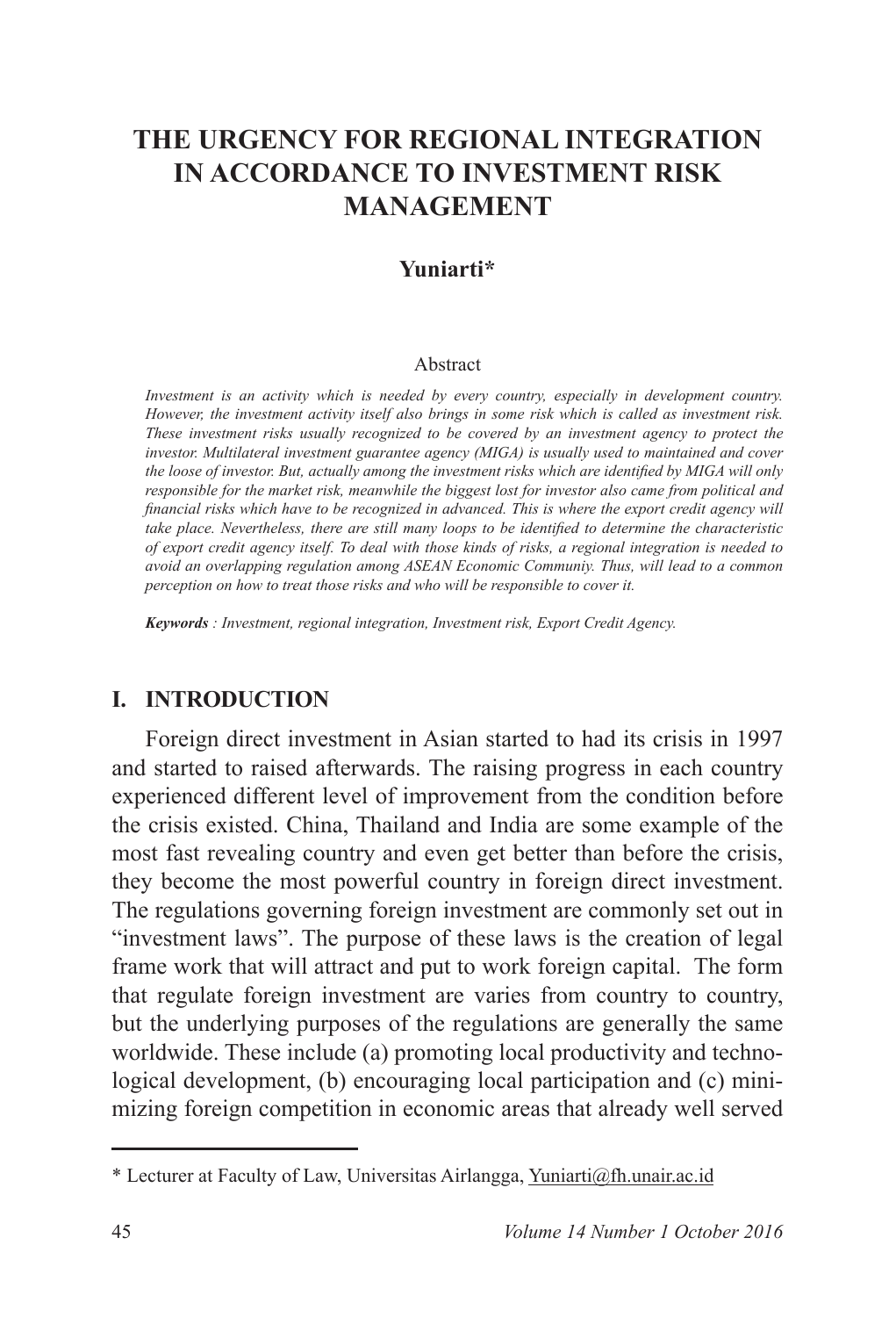# THE URGENCY FOR REGIONAL INTEGRATION IN ACCORDANCE TO INVESTMENT RISK MANAGEMENT

**Yuniarti***

Abstract

*Investment is an activity which is needed by every country, especially in development country. However, the investment activity itself also brings in some risk which is called as investment risk. These investment risks usually recognized to be covered by an investment agency to protect the investor. Multilateral investment guarantee agency (MIGA) is usually used to maintained and cover the loose of investor. But, actually among the investment risks which are identified by MIGA will only responsible for the market risk, meanwhile the biggest lost for investor also came from political and financial risks which have to be recognized in advanced. This is where the export credit agency will take place. Nevertheless, there are still many loops to be identified to determine the characteristic of export credit agency itself. To deal with those kinds of risks, a regional integration is needed to avoid an overlapping regulation among ASEAN Economic Communiy. Thus, will lead to a common perception on how to treat those risks and who will be responsible to cover it.*

***Keywords*** *: Investment, regional integration, Investment risk, Export Credit Agency.*

## I. INTRODUCTION

Foreign direct investment in Asian started to had its crisis in 1997 and started to raised afterwards. The raising progress in each country experienced different level of improvement from the condition before the crisis existed. China, Thailand and India are some example of the most fast revealing country and even get better than before the crisis, they become the most powerful country in foreign direct investment. The regulations governing foreign investment are commonly set out in "investment laws". The purpose of these laws is the creation of legal frame work that will attract and put to work foreign capital. The form that regulate foreign investment are varies from country to country, but the underlying purposes of the regulations are generally the same worldwide. These include (a) promoting local productivity and technological development, (b) encouraging local participation and (c) minimizing foreign competition in economic areas that already well served

---

* Lecturer at Faculty of Law, Universitas Airlangga, Yuniarti@fh.unair.ac.id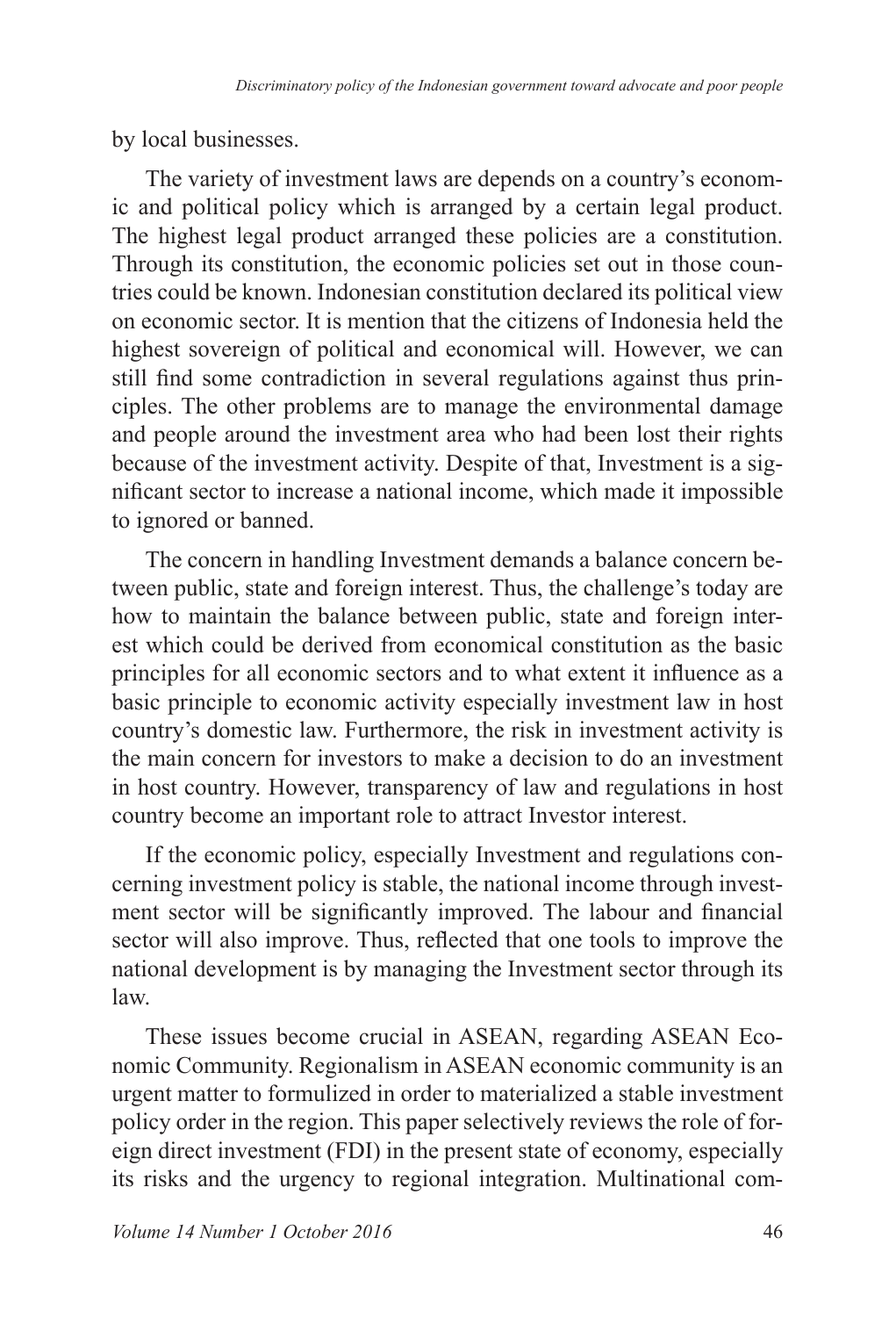by local businesses.

The variety of investment laws are depends on a country's economic and political policy which is arranged by a certain legal product. The highest legal product arranged these policies are a constitution. Through its constitution, the economic policies set out in those countries could be known. Indonesian constitution declared its political view on economic sector. It is mention that the citizens of Indonesia held the highest sovereign of political and economical will. However, we can still find some contradiction in several regulations against thus principles. The other problems are to manage the environmental damage and people around the investment area who had been lost their rights because of the investment activity. Despite of that, Investment is a significant sector to increase a national income, which made it impossible to ignored or banned.

The concern in handling Investment demands a balance concern between public, state and foreign interest. Thus, the challenge's today are how to maintain the balance between public, state and foreign interest which could be derived from economical constitution as the basic principles for all economic sectors and to what extent it influence as a basic principle to economic activity especially investment law in host country's domestic law. Furthermore, the risk in investment activity is the main concern for investors to make a decision to do an investment in host country. However, transparency of law and regulations in host country become an important role to attract Investor interest.

If the economic policy, especially Investment and regulations concerning investment policy is stable, the national income through investment sector will be significantly improved. The labour and financial sector will also improve. Thus, reflected that one tools to improve the national development is by managing the Investment sector through its law.

These issues become crucial in ASEAN, regarding ASEAN Economic Community. Regionalism in ASEAN economic community is an urgent matter to formulized in order to materialized a stable investment policy order in the region. This paper selectively reviews the role of foreign direct investment (FDI) in the present state of economy, especially its risks and the urgency to regional integration. Multinational com-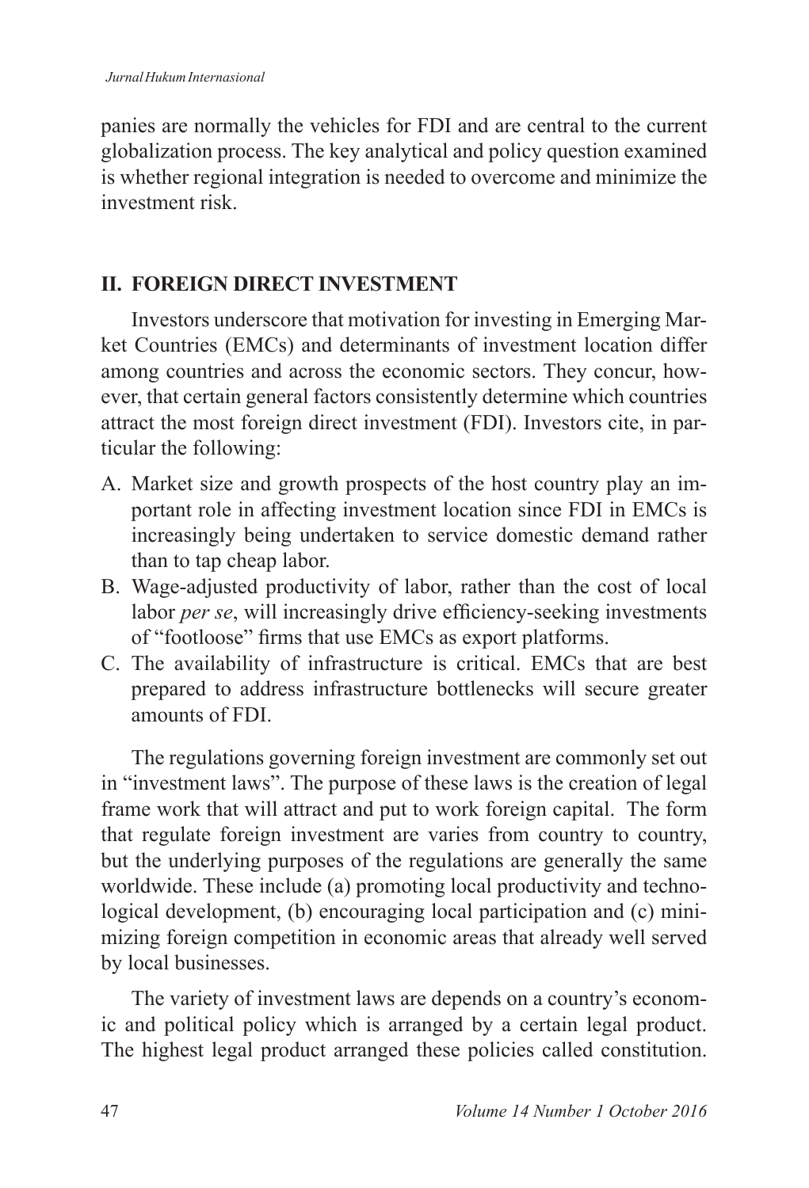panies are normally the vehicles for FDI and are central to the current globalization process. The key analytical and policy question examined is whether regional integration is needed to overcome and minimize the investment risk.

## II. FOREIGN DIRECT INVESTMENT

Investors underscore that motivation for investing in Emerging Market Countries (EMCs) and determinants of investment location differ among countries and across the economic sectors. They concur, however, that certain general factors consistently determine which countries attract the most foreign direct investment (FDI). Investors cite, in particular the following:

A. Market size and growth prospects of the host country play an important role in affecting investment location since FDI in EMCs is increasingly being undertaken to service domestic demand rather than to tap cheap labor.
B. Wage-adjusted productivity of labor, rather than the cost of local labor *per se*, will increasingly drive efficiency-seeking investments of "footloose" firms that use EMCs as export platforms.
C. The availability of infrastructure is critical. EMCs that are best prepared to address infrastructure bottlenecks will secure greater amounts of FDI.

The regulations governing foreign investment are commonly set out in "investment laws". The purpose of these laws is the creation of legal frame work that will attract and put to work foreign capital. The form that regulate foreign investment are varies from country to country, but the underlying purposes of the regulations are generally the same worldwide. These include (a) promoting local productivity and technological development, (b) encouraging local participation and (c) minimizing foreign competition in economic areas that already well served by local businesses.

The variety of investment laws are depends on a country's economic and political policy which is arranged by a certain legal product. The highest legal product arranged these policies called constitution.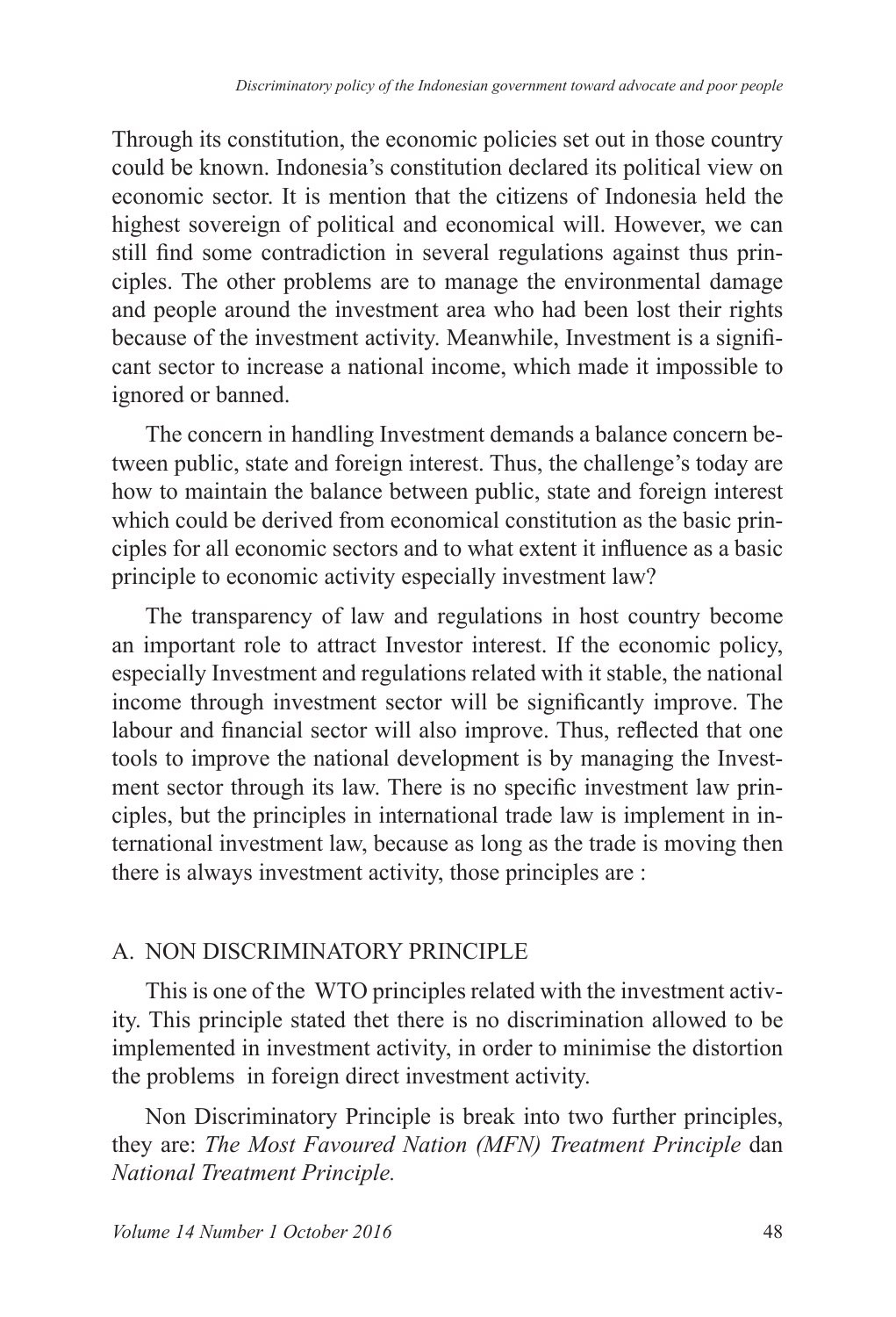Through its constitution, the economic policies set out in those country could be known. Indonesia's constitution declared its political view on economic sector. It is mention that the citizens of Indonesia held the highest sovereign of political and economical will. However, we can still find some contradiction in several regulations against thus principles. The other problems are to manage the environmental damage and people around the investment area who had been lost their rights because of the investment activity. Meanwhile, Investment is a significant sector to increase a national income, which made it impossible to ignored or banned.

The concern in handling Investment demands a balance concern between public, state and foreign interest. Thus, the challenge's today are how to maintain the balance between public, state and foreign interest which could be derived from economical constitution as the basic principles for all economic sectors and to what extent it influence as a basic principle to economic activity especially investment law?

The transparency of law and regulations in host country become an important role to attract Investor interest. If the economic policy, especially Investment and regulations related with it stable, the national income through investment sector will be significantly improve. The labour and financial sector will also improve. Thus, reflected that one tools to improve the national development is by managing the Investment sector through its law. There is no specific investment law principles, but the principles in international trade law is implement in international investment law, because as long as the trade is moving then there is always investment activity, those principles are :

## A. NON DISCRIMINATORY PRINCIPLE

This is one of the WTO principles related with the investment activity. This principle stated thet there is no discrimination allowed to be implemented in investment activity, in order to minimise the distortion the problems in foreign direct investment activity.

Non Discriminatory Principle is break into two further principles, they are: *The Most Favoured Nation (MFN) Treatment Principle* dan *National Treatment Principle.*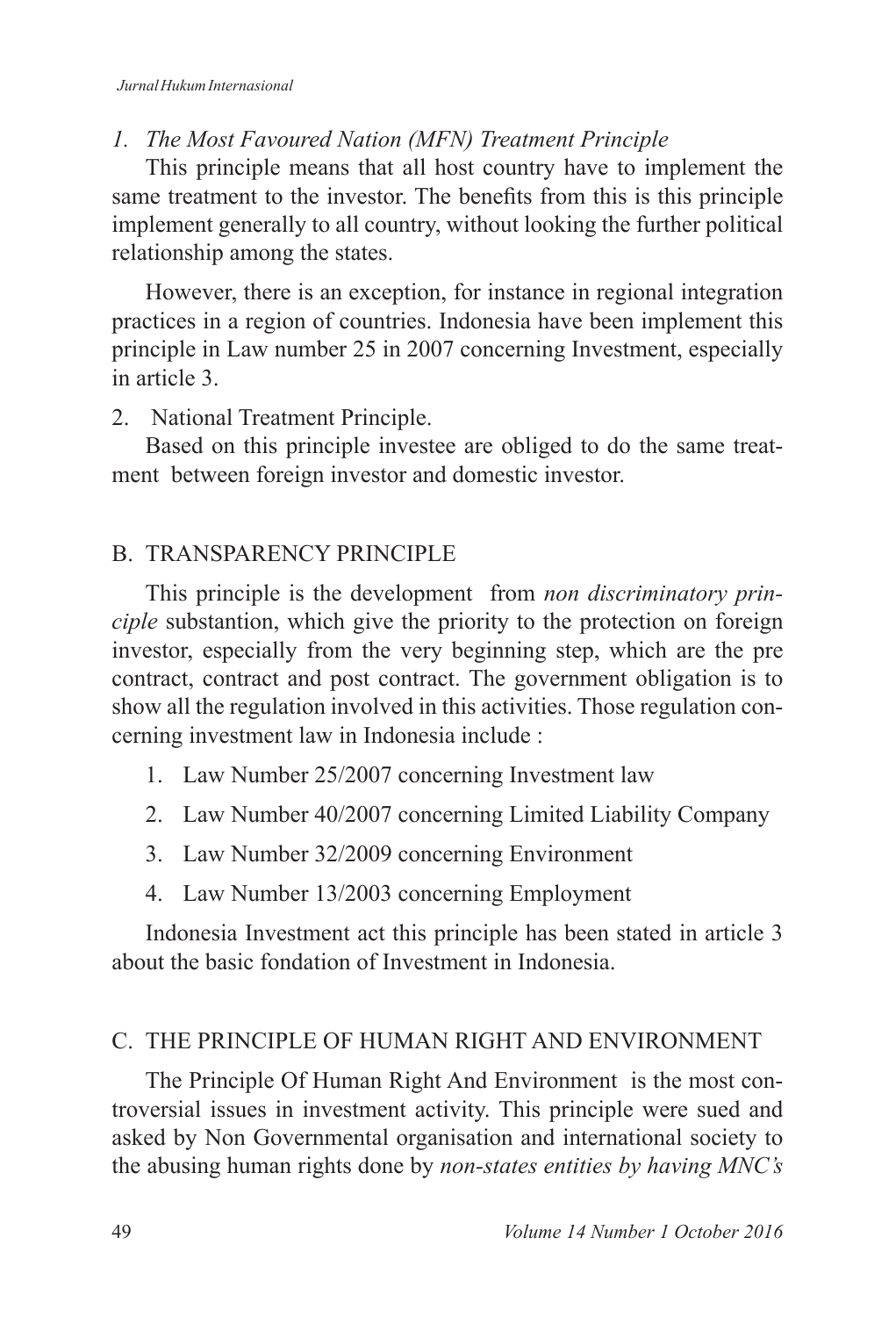*1. The Most Favoured Nation (MFN) Treatment Principle*

This principle means that all host country have to implement the same treatment to the investor. The benefits from this is this principle implement generally to all country, without looking the further political relationship among the states.

However, there is an exception, for instance in regional integration practices in a region of countries. Indonesia have been implement this principle in Law number 25 in 2007 concerning Investment, especially in article 3.

2. National Treatment Principle.

Based on this principle investee are obliged to do the same treatment between foreign investor and domestic investor.

## B. TRANSPARENCY PRINCIPLE

This principle is the development from *non discriminatory principle* substantion, which give the priority to the protection on foreign investor, especially from the very beginning step, which are the pre contract, contract and post contract. The government obligation is to show all the regulation involved in this activities. Those regulation concerning investment law in Indonesia include :

1. Law Number 25/2007 concerning Investment law
2. Law Number 40/2007 concerning Limited Liability Company
3. Law Number 32/2009 concerning Environment
4. Law Number 13/2003 concerning Employment

Indonesia Investment act this principle has been stated in article 3 about the basic fondation of Investment in Indonesia.

## C. THE PRINCIPLE OF HUMAN RIGHT AND ENVIRONMENT

The Principle Of Human Right And Environment is the most controversial issues in investment activity. This principle were sued and asked by Non Governmental organisation and international society to the abusing human rights done by *non-states entities by having MNC's*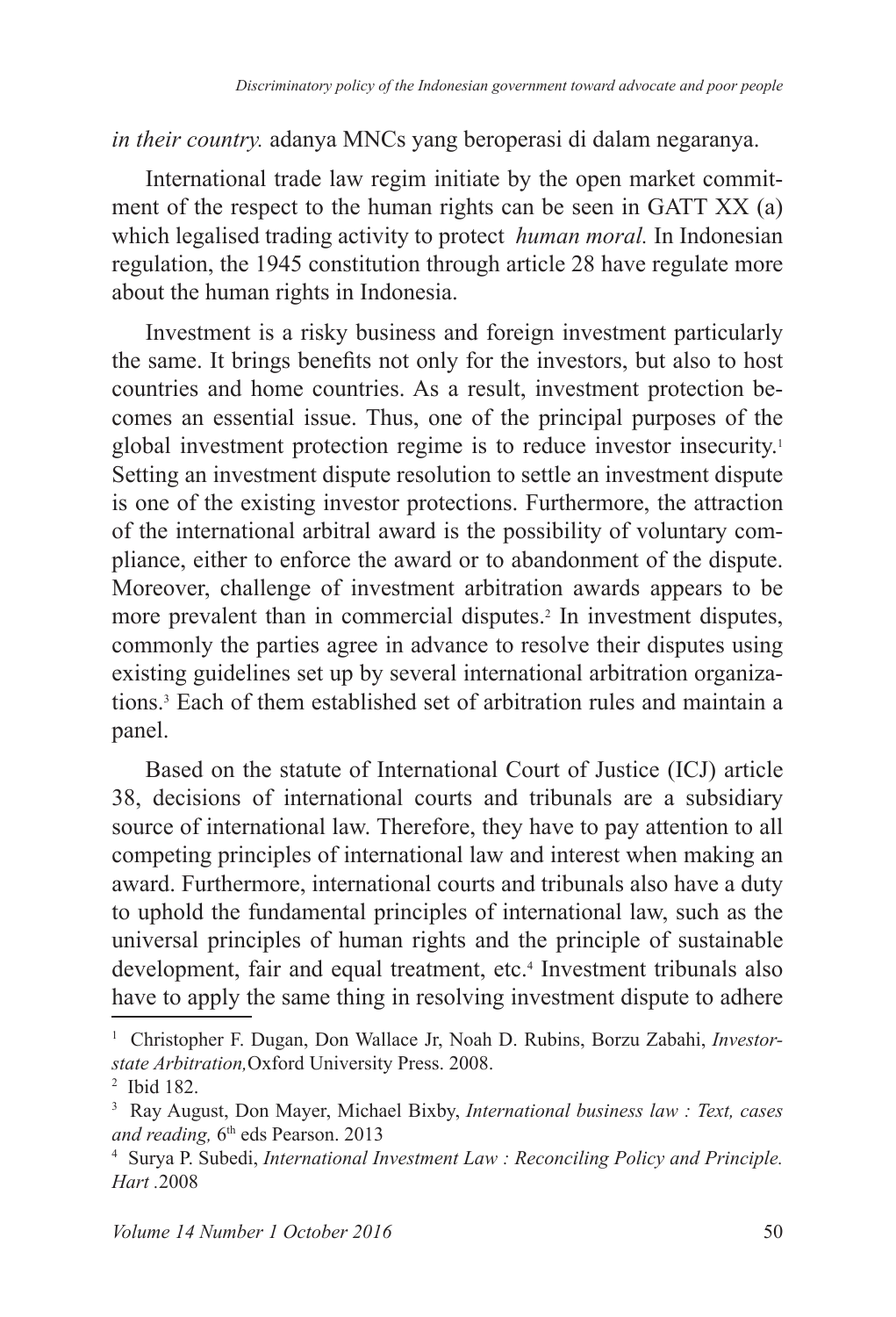*in their country.* adanya MNCs yang beroperasi di dalam negaranya.

International trade law regim initiate by the open market commitment of the respect to the human rights can be seen in GATT XX (a) which legalised trading activity to protect *human moral.* In Indonesian regulation, the 1945 constitution through article 28 have regulate more about the human rights in Indonesia.

Investment is a risky business and foreign investment particularly the same. It brings benefits not only for the investors, but also to host countries and home countries. As a result, investment protection becomes an essential issue. Thus, one of the principal purposes of the global investment protection regime is to reduce investor insecurity.[1] Setting an investment dispute resolution to settle an investment dispute is one of the existing investor protections. Furthermore, the attraction of the international arbitral award is the possibility of voluntary compliance, either to enforce the award or to abandonment of the dispute. Moreover, challenge of investment arbitration awards appears to be more prevalent than in commercial disputes.[2] In investment disputes, commonly the parties agree in advance to resolve their disputes using existing guidelines set up by several international arbitration organizations.[3] Each of them established set of arbitration rules and maintain a panel.

Based on the statute of International Court of Justice (ICJ) article 38, decisions of international courts and tribunals are a subsidiary source of international law. Therefore, they have to pay attention to all competing principles of international law and interest when making an award. Furthermore, international courts and tribunals also have a duty to uphold the fundamental principles of international law, such as the universal principles of human rights and the principle of sustainable development, fair and equal treatment, etc.[4] Investment tribunals also have to apply the same thing in resolving investment dispute to adhere

---

[1] Christopher F. Dugan, Don Wallace Jr, Noah D. Rubins, Borzu Zabahi, *Investor-state Arbitration,*Oxford University Press. 2008.

[2] Ibid 182.

[3] Ray August, Don Mayer, Michael Bixby, *International business law : Text, cases and reading,* 6th eds Pearson. 2013

[4] Surya P. Subedi, *International Investment Law : Reconciling Policy and Principle. Hart* .2008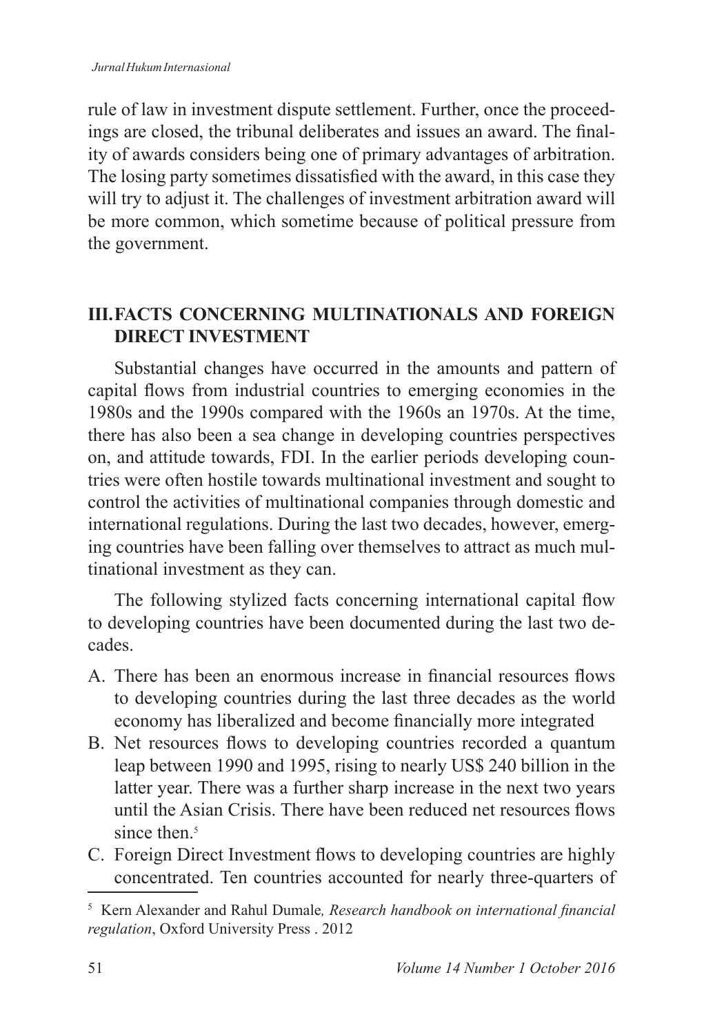rule of law in investment dispute settlement. Further, once the proceedings are closed, the tribunal deliberates and issues an award. The finality of awards considers being one of primary advantages of arbitration. The losing party sometimes dissatisfied with the award, in this case they will try to adjust it. The challenges of investment arbitration award will be more common, which sometime because of political pressure from the government.

## III. FACTS CONCERNING MULTINATIONALS AND FOREIGN DIRECT INVESTMENT

Substantial changes have occurred in the amounts and pattern of capital flows from industrial countries to emerging economies in the 1980s and the 1990s compared with the 1960s an 1970s. At the time, there has also been a sea change in developing countries perspectives on, and attitude towards, FDI. In the earlier periods developing countries were often hostile towards multinational investment and sought to control the activities of multinational companies through domestic and international regulations. During the last two decades, however, emerging countries have been falling over themselves to attract as much multinational investment as they can.

The following stylized facts concerning international capital flow to developing countries have been documented during the last two decades.

A. There has been an enormous increase in financial resources flows to developing countries during the last three decades as the world economy has liberalized and become financially more integrated
B. Net resources flows to developing countries recorded a quantum leap between 1990 and 1995, rising to nearly US$ 240 billion in the latter year. There was a further sharp increase in the next two years until the Asian Crisis. There have been reduced net resources flows since then.[5]
C. Foreign Direct Investment flows to developing countries are highly concentrated. Ten countries accounted for nearly three-quarters of

[5] Kern Alexander and Rahul Dumale*, Research handbook on international financial regulation*, Oxford University Press . 2012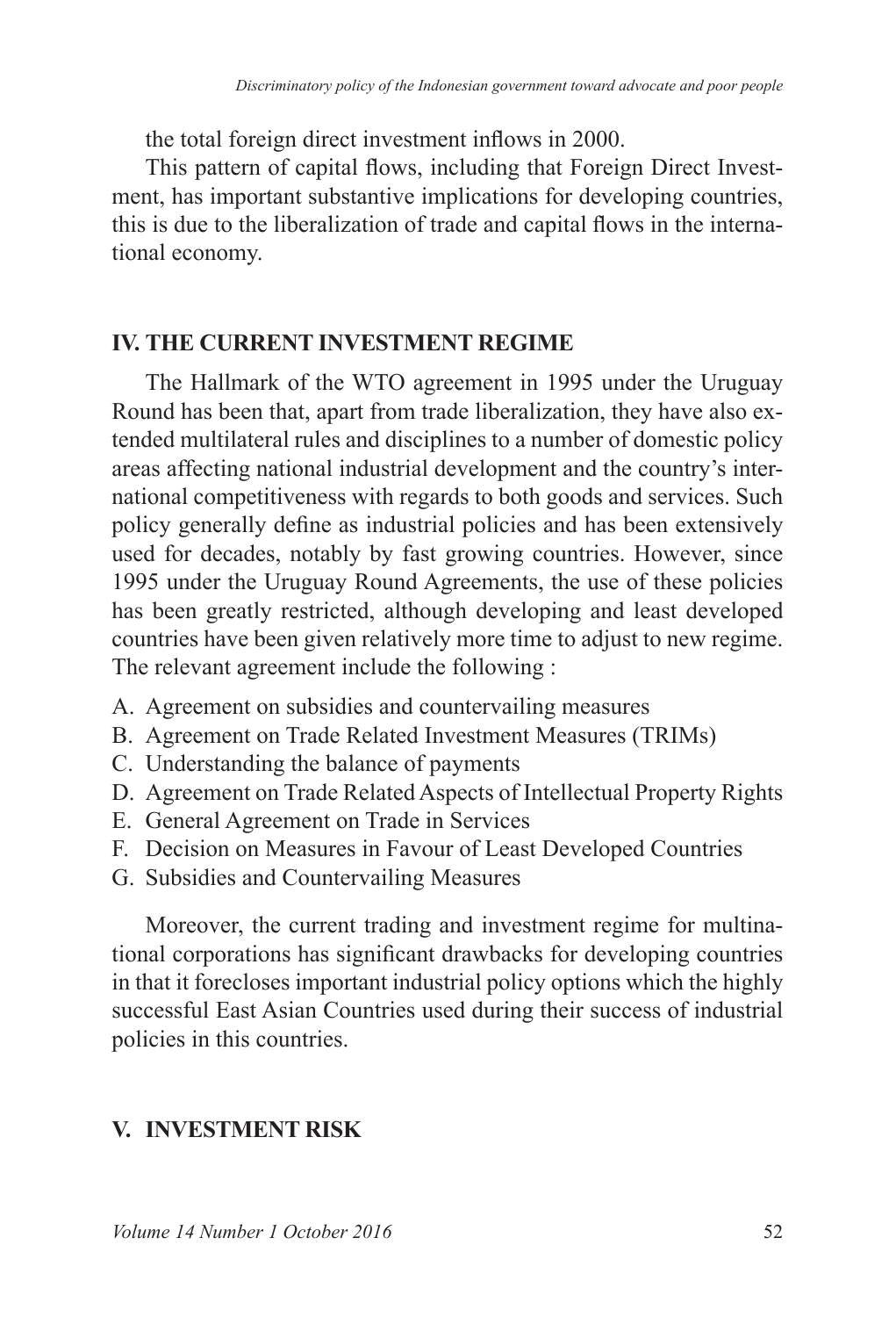the total foreign direct investment inflows in 2000.

This pattern of capital flows, including that Foreign Direct Investment, has important substantive implications for developing countries, this is due to the liberalization of trade and capital flows in the international economy.

## IV. THE CURRENT INVESTMENT REGIME

The Hallmark of the WTO agreement in 1995 under the Uruguay Round has been that, apart from trade liberalization, they have also extended multilateral rules and disciplines to a number of domestic policy areas affecting national industrial development and the country's international competitiveness with regards to both goods and services. Such policy generally define as industrial policies and has been extensively used for decades, notably by fast growing countries. However, since 1995 under the Uruguay Round Agreements, the use of these policies has been greatly restricted, although developing and least developed countries have been given relatively more time to adjust to new regime. The relevant agreement include the following :

A. Agreement on subsidies and countervailing measures
B. Agreement on Trade Related Investment Measures (TRIMs)
C. Understanding the balance of payments
D. Agreement on Trade Related Aspects of Intellectual Property Rights
E. General Agreement on Trade in Services
F. Decision on Measures in Favour of Least Developed Countries
G. Subsidies and Countervailing Measures

Moreover, the current trading and investment regime for multinational corporations has significant drawbacks for developing countries in that it forecloses important industrial policy options which the highly successful East Asian Countries used during their success of industrial policies in this countries.

## V. INVESTMENT RISK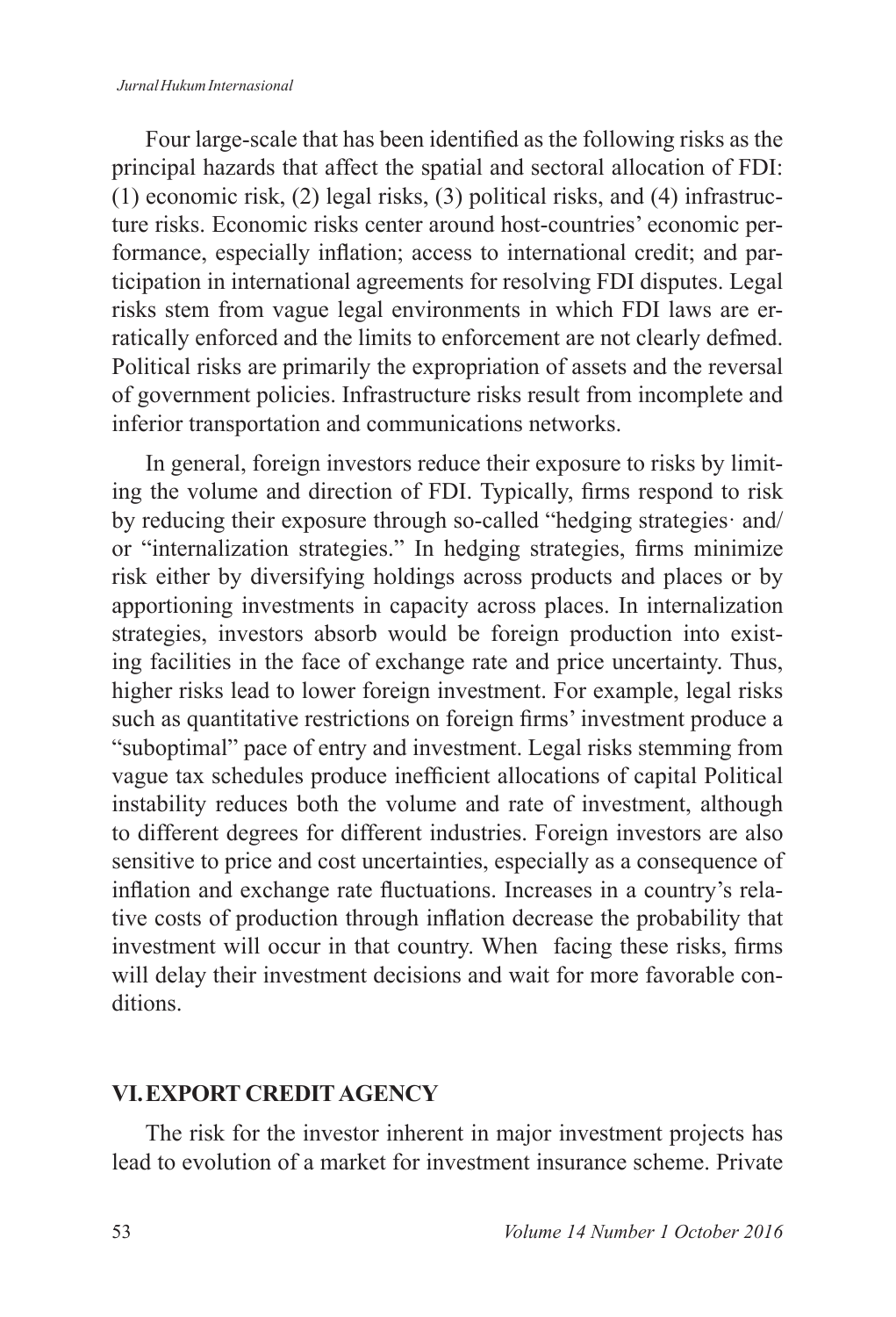Four large-scale that has been identified as the following risks as the principal hazards that affect the spatial and sectoral allocation of FDI: (1) economic risk, (2) legal risks, (3) political risks, and (4) infrastructure risks. Economic risks center around host-countries' economic performance, especially inflation; access to international credit; and participation in international agreements for resolving FDI disputes. Legal risks stem from vague legal environments in which FDI laws are erratically enforced and the limits to enforcement are not clearly defmed. Political risks are primarily the expropriation of assets and the reversal of government policies. Infrastructure risks result from incomplete and inferior transportation and communications networks.

In general, foreign investors reduce their exposure to risks by limiting the volume and direction of FDI. Typically, firms respond to risk by reducing their exposure through so-called "hedging strategies· and/ or "internalization strategies." In hedging strategies, firms minimize risk either by diversifying holdings across products and places or by apportioning investments in capacity across places. In internalization strategies, investors absorb would be foreign production into existing facilities in the face of exchange rate and price uncertainty. Thus, higher risks lead to lower foreign investment. For example, legal risks such as quantitative restrictions on foreign firms' investment produce a "suboptimal" pace of entry and investment. Legal risks stemming from vague tax schedules produce inefficient allocations of capital Political instability reduces both the volume and rate of investment, although to different degrees for different industries. Foreign investors are also sensitive to price and cost uncertainties, especially as a consequence of inflation and exchange rate fluctuations. Increases in a country's relative costs of production through inflation decrease the probability that investment will occur in that country. When facing these risks, firms will delay their investment decisions and wait for more favorable conditions.

## VI. EXPORT CREDIT AGENCY

The risk for the investor inherent in major investment projects has lead to evolution of a market for investment insurance scheme. Private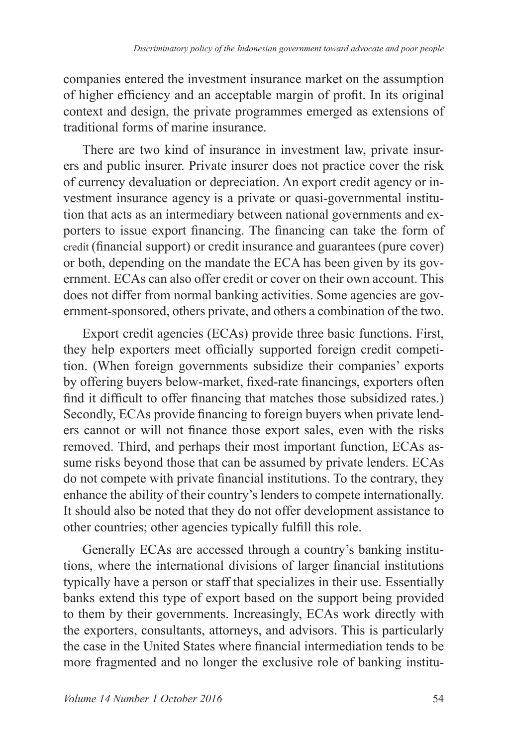companies entered the investment insurance market on the assumption of higher efficiency and an acceptable margin of profit. In its original context and design, the private programmes emerged as extensions of traditional forms of marine insurance.

There are two kind of insurance in investment law, private insurers and public insurer. Private insurer does not practice cover the risk of currency devaluation or depreciation. An export credit agency or investment insurance agency is a private or quasi-governmental institution that acts as an intermediary between national governments and exporters to issue export financing. The financing can take the form of credit (financial support) or credit insurance and guarantees (pure cover) or both, depending on the mandate the ECA has been given by its government. ECAs can also offer credit or cover on their own account. This does not differ from normal banking activities. Some agencies are government-sponsored, others private, and others a combination of the two.

Export credit agencies (ECAs) provide three basic functions. First, they help exporters meet officially supported foreign credit competition. (When foreign governments subsidize their companies' exports by offering buyers below-market, fixed-rate financings, exporters often find it difficult to offer financing that matches those subsidized rates.) Secondly, ECAs provide financing to foreign buyers when private lenders cannot or will not finance those export sales, even with the risks removed. Third, and perhaps their most important function, ECAs assume risks beyond those that can be assumed by private lenders. ECAs do not compete with private financial institutions. To the contrary, they enhance the ability of their country's lenders to compete internationally. It should also be noted that they do not offer development assistance to other countries; other agencies typically fulfill this role.

Generally ECAs are accessed through a country's banking institutions, where the international divisions of larger financial institutions typically have a person or staff that specializes in their use. Essentially banks extend this type of export based on the support being provided to them by their governments. Increasingly, ECAs work directly with the exporters, consultants, attorneys, and advisors. This is particularly the case in the United States where financial intermediation tends to be more fragmented and no longer the exclusive role of banking institu-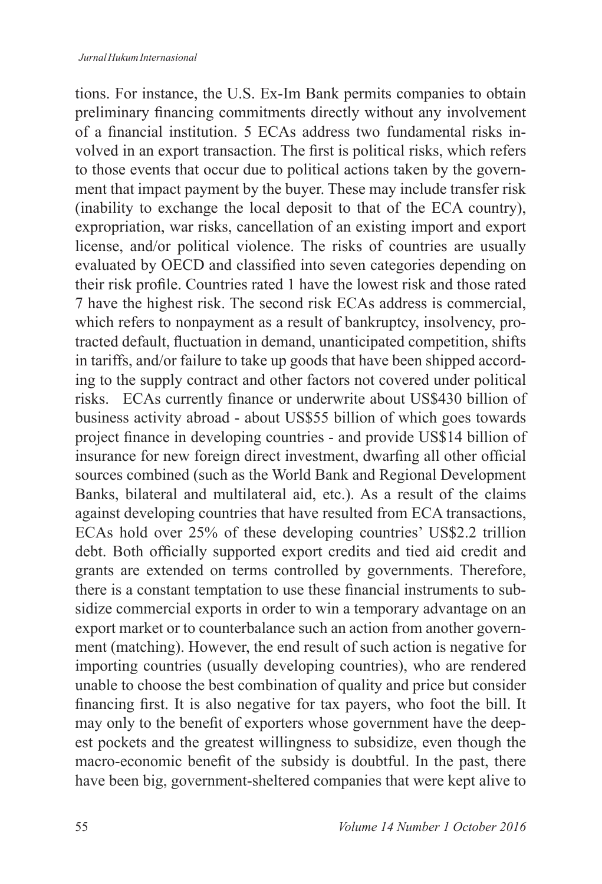tions. For instance, the U.S. Ex-Im Bank permits companies to obtain preliminary financing commitments directly without any involvement of a financial institution. 5 ECAs address two fundamental risks involved in an export transaction. The first is political risks, which refers to those events that occur due to political actions taken by the government that impact payment by the buyer. These may include transfer risk (inability to exchange the local deposit to that of the ECA country), expropriation, war risks, cancellation of an existing import and export license, and/or political violence. The risks of countries are usually evaluated by OECD and classified into seven categories depending on their risk profile. Countries rated 1 have the lowest risk and those rated 7 have the highest risk. The second risk ECAs address is commercial, which refers to nonpayment as a result of bankruptcy, insolvency, protracted default, fluctuation in demand, unanticipated competition, shifts in tariffs, and/or failure to take up goods that have been shipped according to the supply contract and other factors not covered under political risks. ECAs currently finance or underwrite about US$430 billion of business activity abroad - about US$55 billion of which goes towards project finance in developing countries - and provide US$14 billion of insurance for new foreign direct investment, dwarfing all other official sources combined (such as the World Bank and Regional Development Banks, bilateral and multilateral aid, etc.). As a result of the claims against developing countries that have resulted from ECA transactions, ECAs hold over 25% of these developing countries' US$2.2 trillion debt. Both officially supported export credits and tied aid credit and grants are extended on terms controlled by governments. Therefore, there is a constant temptation to use these financial instruments to subsidize commercial exports in order to win a temporary advantage on an export market or to counterbalance such an action from another government (matching). However, the end result of such action is negative for importing countries (usually developing countries), who are rendered unable to choose the best combination of quality and price but consider financing first. It is also negative for tax payers, who foot the bill. It may only to the benefit of exporters whose government have the deepest pockets and the greatest willingness to subsidize, even though the macro-economic benefit of the subsidy is doubtful. In the past, there have been big, government-sheltered companies that were kept alive to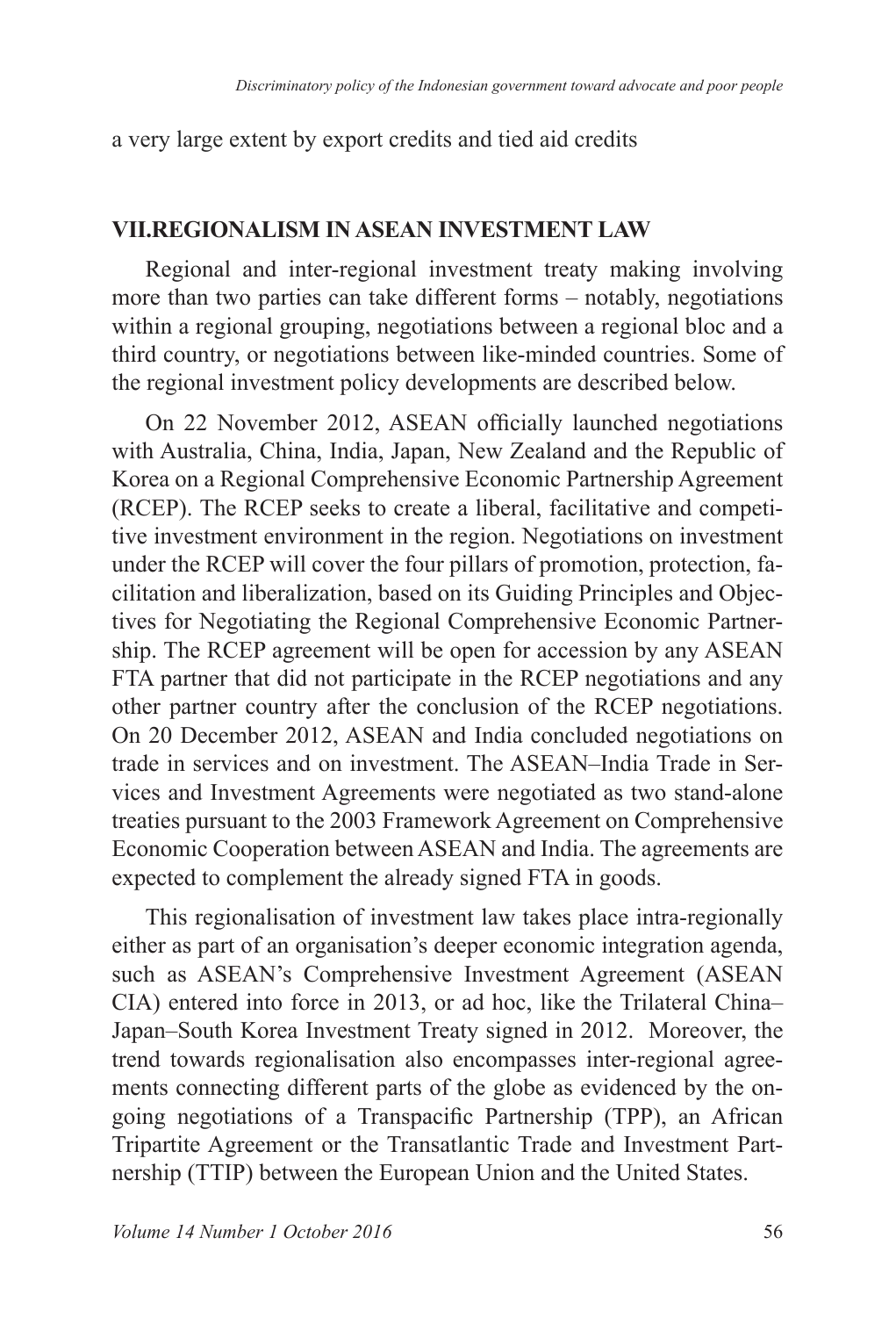a very large extent by export credits and tied aid credits

## VII.REGIONALISM IN ASEAN INVESTMENT LAW

Regional and inter-regional investment treaty making involving more than two parties can take different forms – notably, negotiations within a regional grouping, negotiations between a regional bloc and a third country, or negotiations between like-minded countries. Some of the regional investment policy developments are described below.

On 22 November 2012, ASEAN officially launched negotiations with Australia, China, India, Japan, New Zealand and the Republic of Korea on a Regional Comprehensive Economic Partnership Agreement (RCEP). The RCEP seeks to create a liberal, facilitative and competitive investment environment in the region. Negotiations on investment under the RCEP will cover the four pillars of promotion, protection, facilitation and liberalization, based on its Guiding Principles and Objectives for Negotiating the Regional Comprehensive Economic Partnership. The RCEP agreement will be open for accession by any ASEAN FTA partner that did not participate in the RCEP negotiations and any other partner country after the conclusion of the RCEP negotiations. On 20 December 2012, ASEAN and India concluded negotiations on trade in services and on investment. The ASEAN–India Trade in Services and Investment Agreements were negotiated as two stand-alone treaties pursuant to the 2003 Framework Agreement on Comprehensive Economic Cooperation between ASEAN and India. The agreements are expected to complement the already signed FTA in goods.

This regionalisation of investment law takes place intra-regionally either as part of an organisation's deeper economic integration agenda, such as ASEAN's Comprehensive Investment Agreement (ASEAN CIA) entered into force in 2013, or ad hoc, like the Trilateral China–Japan–South Korea Investment Treaty signed in 2012. Moreover, the trend towards regionalisation also encompasses inter-regional agreements connecting different parts of the globe as evidenced by the ongoing negotiations of a Transpacific Partnership (TPP), an African Tripartite Agreement or the Transatlantic Trade and Investment Partnership (TTIP) between the European Union and the United States.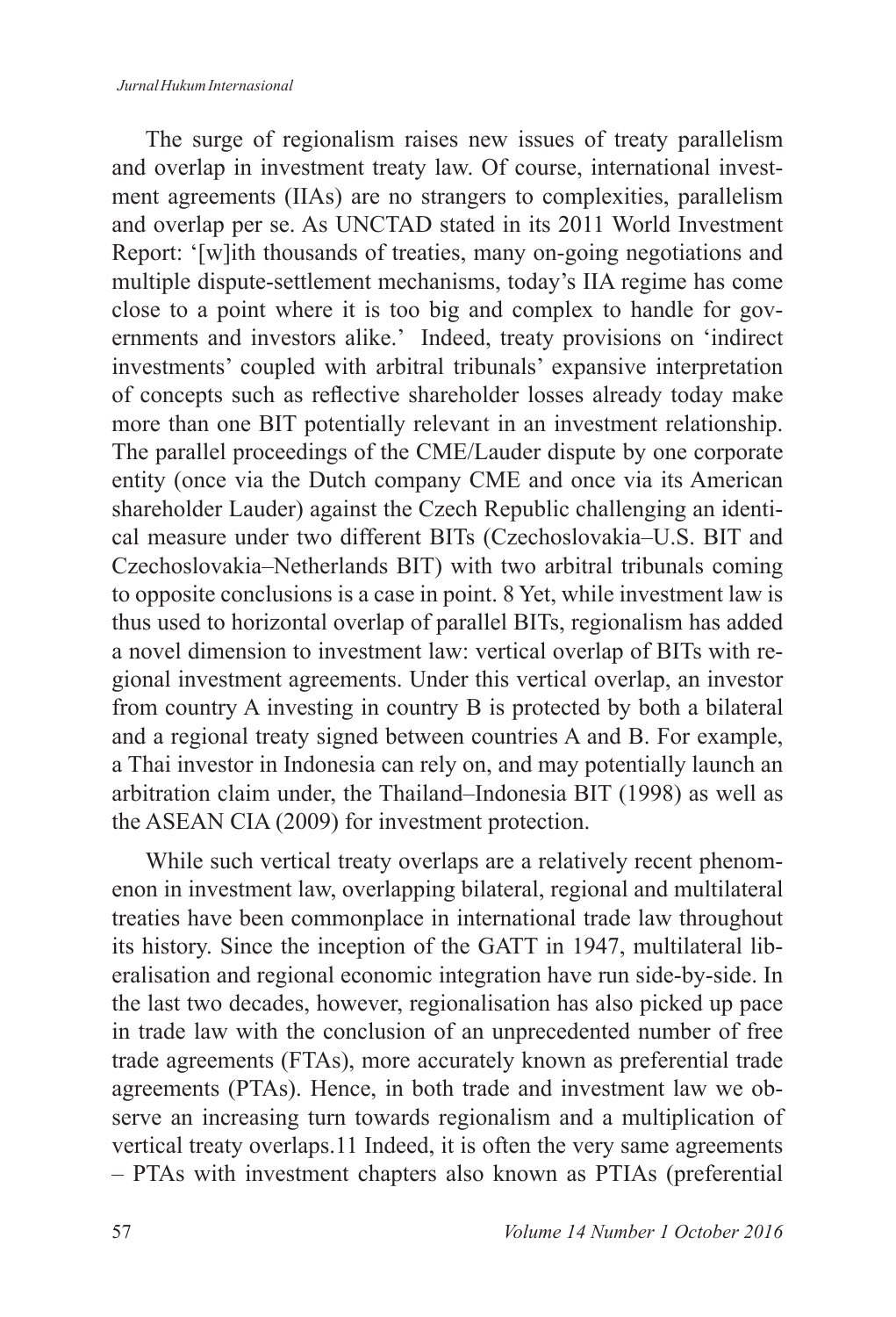The surge of regionalism raises new issues of treaty parallelism and overlap in investment treaty law. Of course, international investment agreements (IIAs) are no strangers to complexities, parallelism and overlap per se. As UNCTAD stated in its 2011 World Investment Report: '[w]ith thousands of treaties, many on-going negotiations and multiple dispute-settlement mechanisms, today's IIA regime has come close to a point where it is too big and complex to handle for governments and investors alike.' Indeed, treaty provisions on 'indirect investments' coupled with arbitral tribunals' expansive interpretation of concepts such as reflective shareholder losses already today make more than one BIT potentially relevant in an investment relationship. The parallel proceedings of the CME/Lauder dispute by one corporate entity (once via the Dutch company CME and once via its American shareholder Lauder) against the Czech Republic challenging an identical measure under two different BITs (Czechoslovakia–U.S. BIT and Czechoslovakia–Netherlands BIT) with two arbitral tribunals coming to opposite conclusions is a case in point. 8 Yet, while investment law is thus used to horizontal overlap of parallel BITs, regionalism has added a novel dimension to investment law: vertical overlap of BITs with regional investment agreements. Under this vertical overlap, an investor from country A investing in country B is protected by both a bilateral and a regional treaty signed between countries A and B. For example, a Thai investor in Indonesia can rely on, and may potentially launch an arbitration claim under, the Thailand–Indonesia BIT (1998) as well as the ASEAN CIA (2009) for investment protection.

While such vertical treaty overlaps are a relatively recent phenomenon in investment law, overlapping bilateral, regional and multilateral treaties have been commonplace in international trade law throughout its history. Since the inception of the GATT in 1947, multilateral liberalisation and regional economic integration have run side-by-side. In the last two decades, however, regionalisation has also picked up pace in trade law with the conclusion of an unprecedented number of free trade agreements (FTAs), more accurately known as preferential trade agreements (PTAs). Hence, in both trade and investment law we observe an increasing turn towards regionalism and a multiplication of vertical treaty overlaps.11 Indeed, it is often the very same agreements – PTAs with investment chapters also known as PTIAs (preferential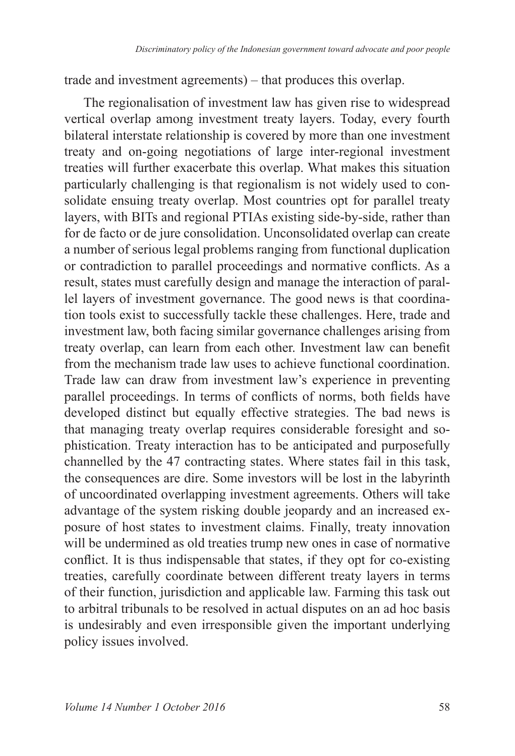trade and investment agreements) – that produces this overlap.

The regionalisation of investment law has given rise to widespread vertical overlap among investment treaty layers. Today, every fourth bilateral interstate relationship is covered by more than one investment treaty and on-going negotiations of large inter-regional investment treaties will further exacerbate this overlap. What makes this situation particularly challenging is that regionalism is not widely used to consolidate ensuing treaty overlap. Most countries opt for parallel treaty layers, with BITs and regional PTIAs existing side-by-side, rather than for de facto or de jure consolidation. Unconsolidated overlap can create a number of serious legal problems ranging from functional duplication or contradiction to parallel proceedings and normative conflicts. As a result, states must carefully design and manage the interaction of parallel layers of investment governance. The good news is that coordination tools exist to successfully tackle these challenges. Here, trade and investment law, both facing similar governance challenges arising from treaty overlap, can learn from each other. Investment law can benefit from the mechanism trade law uses to achieve functional coordination. Trade law can draw from investment law's experience in preventing parallel proceedings. In terms of conflicts of norms, both fields have developed distinct but equally effective strategies. The bad news is that managing treaty overlap requires considerable foresight and sophistication. Treaty interaction has to be anticipated and purposefully channelled by the 47 contracting states. Where states fail in this task, the consequences are dire. Some investors will be lost in the labyrinth of uncoordinated overlapping investment agreements. Others will take advantage of the system risking double jeopardy and an increased exposure of host states to investment claims. Finally, treaty innovation will be undermined as old treaties trump new ones in case of normative conflict. It is thus indispensable that states, if they opt for co-existing treaties, carefully coordinate between different treaty layers in terms of their function, jurisdiction and applicable law. Farming this task out to arbitral tribunals to be resolved in actual disputes on an ad hoc basis is undesirably and even irresponsible given the important underlying policy issues involved.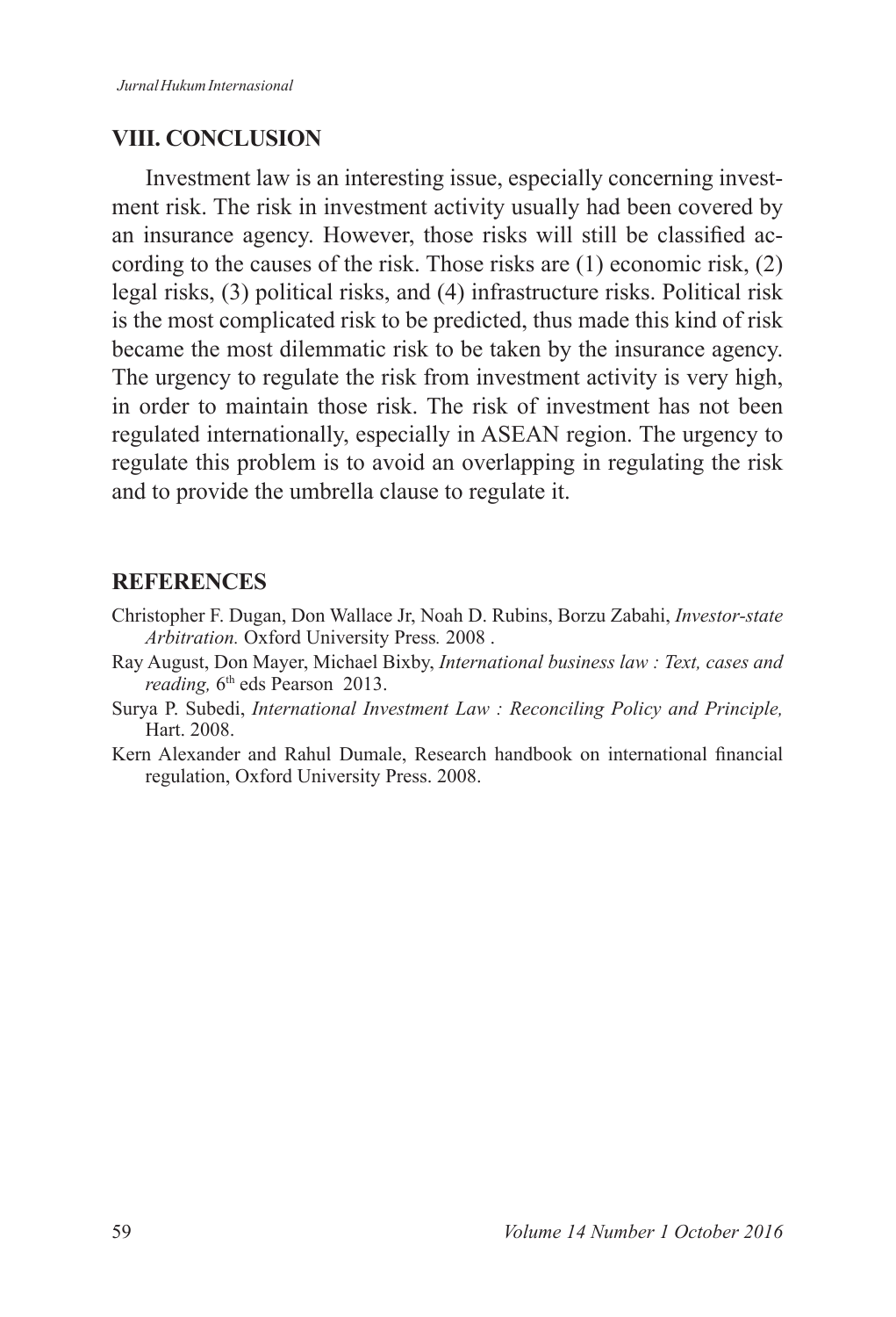## VIII. CONCLUSION

Investment law is an interesting issue, especially concerning investment risk. The risk in investment activity usually had been covered by an insurance agency. However, those risks will still be classified according to the causes of the risk. Those risks are (1) economic risk, (2) legal risks, (3) political risks, and (4) infrastructure risks. Political risk is the most complicated risk to be predicted, thus made this kind of risk became the most dilemmatic risk to be taken by the insurance agency. The urgency to regulate the risk from investment activity is very high, in order to maintain those risk. The risk of investment has not been regulated internationally, especially in ASEAN region. The urgency to regulate this problem is to avoid an overlapping in regulating the risk and to provide the umbrella clause to regulate it.

## REFERENCES

Christopher F. Dugan, Don Wallace Jr, Noah D. Rubins, Borzu Zabahi, *Investor-state Arbitration.* Oxford University Press*.* 2008 .

Ray August, Don Mayer, Michael Bixby, *International business law : Text, cases and reading,* 6th eds Pearson 2013.

Surya P. Subedi, *International Investment Law : Reconciling Policy and Principle,* Hart. 2008.

Kern Alexander and Rahul Dumale, Research handbook on international financial regulation, Oxford University Press. 2008.